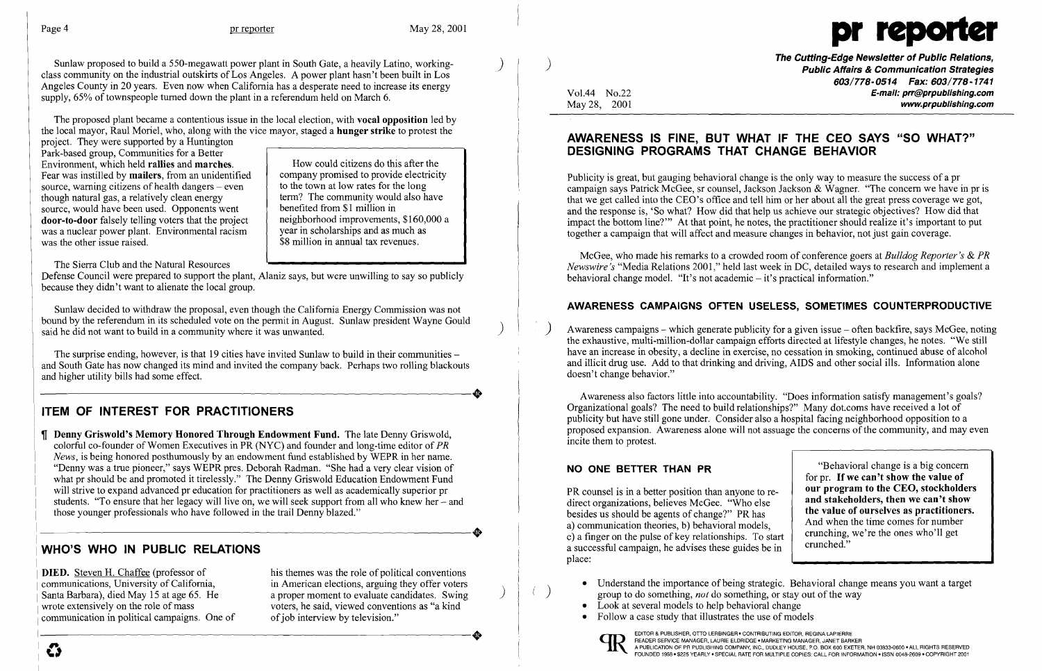Sunlaw proposed to build a 550-megawatt power plant in South Gate, a heavily Latino, working-class community on the industrial outskirts of Los Angeles. A power plant hasn't been built in Los Angeles County in 20 years. Even now when California has a desperate need to increase its energy supply, 65% of townspeople turned down the plant in a referendum held on March 6.

The proposed plant became a contentious issue in the local election, with **vocal opposition** led by the local mayor, Raul Moriel, who, along with the vice mayor, staged a **hunger strike** to protest the project. They were supported by a Huntington Park-based group, Communities for a Better Environment, which held **rallies** and **marches**. Fear was instilled by **mailers**, from an unidentified source, warning citizens of health dangers – even though natural gas, a relatively clean energy source, would have been used. Opponents went **door-to-door** falsely telling voters that the project was a nuclear power plant. Environmental racism was the other issue raised.

> How could citizens do this after the company promised to provide electricity to the town at low rates for the long term? The community would also have benefited from $1 million in neighborhood improvements, $160,000 a year in scholarships and as much as $8 million in annual tax revenues.

The Sierra Club and the Natural Resources Defense Council were prepared to support the plant, Alaniz says, but were unwilling to say so publicly because they didn't want to alienate the local group.

Sunlaw decided to withdraw the proposal, even though the California Energy Commission was not bound by the referendum in its scheduled vote on the permit in August. Sunlaw president Wayne Gould said he did not want to build in a community where it was unwanted.

The surprise ending, however, is that 19 cities have invited Sunlaw to build in their communities – and South Gate has now changed its mind and invited the company back. Perhaps two rolling blackouts and higher utility bills had some effect.

## ITEM OF INTEREST FOR PRACTITIONERS

¶ **Denny Griswold's Memory Honored Through Endowment Fund.** The late Denny Griswold, colorful co-founder of Women Executives in PR (NYC) and founder and long-time editor of *PR News*, is being honored posthumously by an endowment fund established by WEPR in her name. "Denny was a true pioneer," says WEPR pres. Deborah Radman. "She had a very clear vision of what pr should be and promoted it tirelessly." The Denny Griswold Education Endowment Fund will strive to expand advanced pr education for practitioners as well as academically superior pr students. "To ensure that her legacy will live on, we will seek support from all who knew her – and those younger professionals who have followed in the trail Denny blazed."

## WHO'S WHO IN PUBLIC RELATIONS

**DIED.** Steven H. Chaffee (professor of communications, University of California, Santa Barbara), died May 15 at age 65. He wrote extensively on the role of mass communication in political campaigns. One of his themes was the role of political conventions in American elections, arguing they offer voters a proper moment to evaluate candidates. Swing voters, he said, viewed conventions as "a kind of job interview by television."

# pr reporter

**The Cutting-Edge Newsletter of Public Relations, Public Affairs & Communication Strategies**
**603/778-0514 Fax: 603/778-1741**
**E-mail: prr@prpublishing.com**
**www.prpublishing.com**

Vol.44 No.22
May 28, 2001

## AWARENESS IS FINE, BUT WHAT IF THE CEO SAYS "SO WHAT?" DESIGNING PROGRAMS THAT CHANGE BEHAVIOR

Publicity is great, but gauging behavioral change is the only way to measure the success of a pr campaign says Patrick McGee, sr counsel, Jackson Jackson & Wagner. "The concern we have in pr is that we get called into the CEO's office and tell him or her about all the great press coverage we got, and the response is, 'So what? How did that help us achieve our strategic objectives? How did that impact the bottom line?'" At that point, he notes, the practitioner should realize it's important to put together a campaign that will affect and measure changes in behavior, not just gain coverage.

McGee, who made his remarks to a crowded room of conference goers at *Bulldog Reporter's & PR Newswire's* "Media Relations 2001," held last week in DC, detailed ways to research and implement a behavioral change model. "It's not academic – it's practical information."

### AWARENESS CAMPAIGNS OFTEN USELESS, SOMETIMES COUNTERPRODUCTIVE

Awareness campaigns – which generate publicity for a given issue – often backfire, says McGee, noting the exhaustive, multi-million-dollar campaign efforts directed at lifestyle changes, he notes. "We still have an increase in obesity, a decline in exercise, no cessation in smoking, continued abuse of alcohol and illicit drug use. Add to that drinking and driving, AIDS and other social ills. Information alone doesn't change behavior."

Awareness also factors little into accountability. "Does information satisfy management's goals? Organizational goals? The need to build relationships?" Many dot.coms have received a lot of publicity but have still gone under. Consider also a hospital facing neighborhood opposition to a proposed expansion. Awareness alone will not assuage the concerns of the community, and may even incite them to protest.

### NO ONE BETTER THAN PR

PR counsel is in a better position than anyone to redirect organizations, believes McGee. "Who else besides us should be agents of change?" PR has a) communication theories, b) behavioral models, c) a finger on the pulse of key relationships. To start a successful campaign, he advises these guides be in place:

> "Behavioral change is a big concern for pr. **If we can't show the value of our program to the CEO, stockholders and stakeholders, then we can't show the value of ourselves as practitioners.** And when the time comes for number crunching, we're the ones who'll get crunched."

- Understand the importance of being strategic. Behavioral change means you want a target group to do something, *not* do something, or stay out of the way
- Look at several models to help behavioral change
- Follow a case study that illustrates the use of models

EDITOR & PUBLISHER, OTTO LERBINGER • CONTRIBUTING EDITOR, REGINA LAPIERRE
READER SERVICE MANAGER, LAURIE ELDRIDGE • MARKETING MANAGER, JANET BARKER
A PUBLICATION OF PR PUBLISHING COMPANY, INC., DUDLEY HOUSE, P.O. BOX 600 EXETER, NH 03833-0600 • ALL RIGHTS RESERVED
FOUNDED 1958 • $225 YEARLY • SPECIAL RATE FOR MULTIPLE COPIES: CALL FOR INFORMATION • ISSN 0048-2609 • COPYRIGHT 2001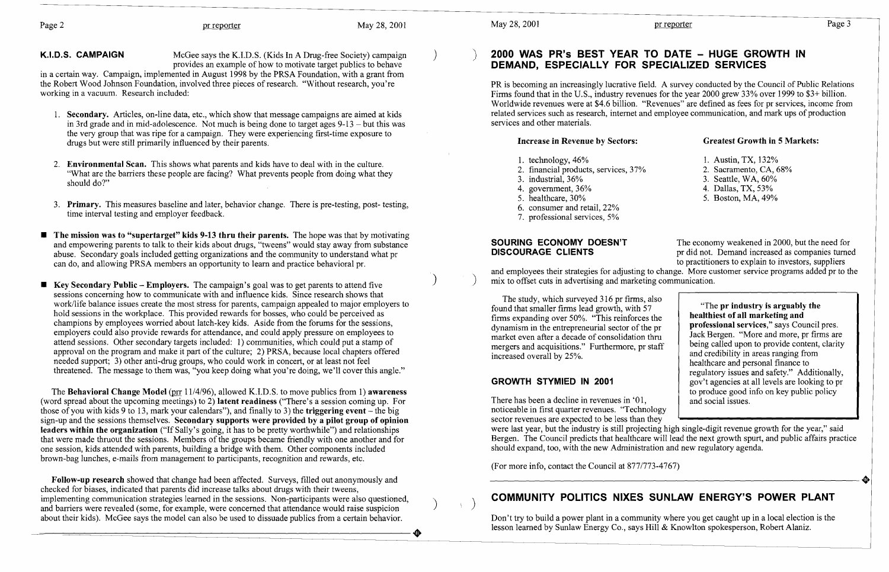## K.I.D.S. CAMPAIGN

McGee says the K.I.D.S. (Kids In A Drug-free Society) campaign provides an example of how to motivate target publics to behave in a certain way. Campaign, implemented in August 1998 by the PRSA Foundation, with a grant from the Robert Wood Johnson Foundation, involved three pieces of research. "Without research, you're working in a vacuum. Research included:

1. **Secondary.** Articles, on-line data, etc., which show that message campaigns are aimed at kids in 3rd grade and in mid-adolescence. Not much is being done to target ages 9-13 – but this was the very group that was ripe for a campaign. They were experiencing first-time exposure to drugs but were still primarily influenced by their parents.

2. **Environmental Scan.** This shows what parents and kids have to deal with in the culture. "What are the barriers these people are facing? What prevents people from doing what they should do?"

3. **Primary.** This measures baseline and later, behavior change. There is pre-testing, post- testing, time interval testing and employer feedback.

- **The mission was to "supertarget" kids 9-13 thru their parents.** The hope was that by motivating and empowering parents to talk to their kids about drugs, "tweens" would stay away from substance abuse. Secondary goals included getting organizations and the community to understand what pr can do, and allowing PRSA members an opportunity to learn and practice behavioral pr.

- **Key Secondary Public – Employers.** The campaign's goal was to get parents to attend five sessions concerning how to communicate with and influence kids. Since research shows that work/life balance issues create the most stress for parents, campaign appealed to major employers to hold sessions in the workplace. This provided rewards for bosses, who could be perceived as champions by employees worried about latch-key kids. Aside from the forums for the sessions, employers could also provide rewards for attendance, and could apply pressure on employees to attend sessions. Other secondary targets included: 1) communities, which could put a stamp of approval on the program and make it part of the culture; 2) PRSA, because local chapters offered needed support; 3) other anti-drug groups, who could work in concert, or at least not feel threatened. The message to them was, "you keep doing what you're doing, we'll cover this angle."

The **Behavioral Change Model** (prr 11/4/96), allowed K.I.D.S. to move publics from 1) **awareness** (word spread about the upcoming meetings) to 2) **latent readiness** ("There's a session coming up. For those of you with kids 9 to 13, mark your calendars"), and finally to 3) the **triggering event** – the big sign-up and the sessions themselves. **Secondary supports were provided by a pilot group of opinion leaders within the organization** ("If Sally's going, it has to be pretty worthwhile") and relationships that were made thruout the sessions. Members of the groups became friendly with one another and for one session, kids attended with parents, building a bridge with them. Other components included brown-bag lunches, e-mails from management to participants, recognition and rewards, etc.

**Follow-up research** showed that change had been affected. Surveys, filled out anonymously and checked for biases, indicated that parents did increase talks about drugs with their tweens, implementing communication strategies learned in the sessions. Non-participants were also questioned, and barriers were revealed (some, for example, were concerned that attendance would raise suspicion about their kids). McGee says the model can also be used to dissuade publics from a certain behavior.

## 2000 WAS PR's BEST YEAR TO DATE – HUGE GROWTH IN DEMAND, ESPECIALLY FOR SPECIALIZED SERVICES

PR is becoming an increasingly lucrative field. A survey conducted by the Council of Public Relations Firms found that in the U.S., industry revenues for the year 2000 grew 33% over 1999 to $3+ billion. Worldwide revenues were at $4.6 billion. "Revenues" are defined as fees for pr services, income from related services such as research, internet and employee communication, and mark ups of production services and other materials.

**Increase in Revenue by Sectors:**

1. technology, 46%
2. financial products, services, 37%
3. industrial, 36%
4. government, 36%
5. healthcare, 30%
6. consumer and retail, 22%
7. professional services, 5%

**Greatest Growth in 5 Markets:**

1. Austin, TX, 132%
2. Sacramento, CA, 68%
3. Seattle, WA, 60%
4. Dallas, TX, 53%
5. Boston, MA, 49%

### SOURING ECONOMY DOESN'T DISCOURAGE CLIENTS

The economy weakened in 2000, but the need for pr did not. Demand increased as companies turned to practitioners to explain to investors, suppliers and employees their strategies for adjusting to change. More customer service programs added pr to the mix to offset cuts in advertising and marketing communication.

The study, which surveyed 316 pr firms, also found that smaller firms lead growth, with 57 firms expanding over 50%. "This reinforces the dynamism in the entrepreneurial sector of the pr market even after a decade of consolidation thru mergers and acquisitions." Furthermore, pr staff increased overall by 25%.

> "The **pr industry is arguably the healthiest of all marketing and professional services**," says Council pres. Jack Bergen. "More and more, pr firms are being called upon to provide content, clarity and credibility in areas ranging from healthcare and personal finance to regulatory issues and safety." Additionally, gov't agencies at all levels are looking to pr to produce good info on key public policy and social issues.

### GROWTH STYMIED IN 2001

There has been a decline in revenues in '01, noticeable in first quarter revenues. "Technology sector revenues are expected to be less than they were last year, but the industry is still projecting high single-digit revenue growth for the year," said Bergen. The Council predicts that healthcare will lead the next growth spurt, and public affairs practice should expand, too, with the new Administration and new regulatory agenda.

(For more info, contact the Council at 877/773-4767)

## COMMUNITY POLITICS NIXES SUNLAW ENERGY'S POWER PLANT

Don't try to build a power plant in a community where you get caught up in a local election is the lesson learned by Sunlaw Energy Co., says Hill & Knowlton spokesperson, Robert Alaniz.